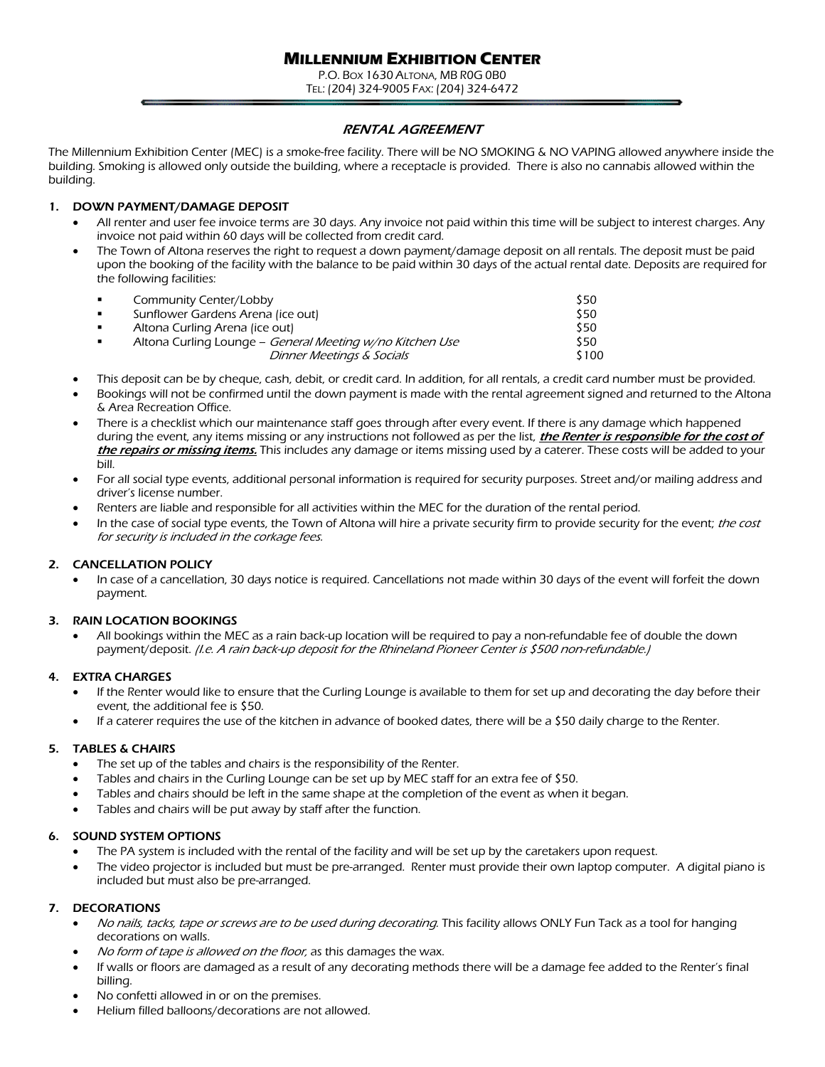# MILLENNIUM EXHIBITION CENTER

P.O. BOX 1630 ALTONA, MB R0G 0B0
TEL: (204) 324-9005 FAX: (204) 324-6472

## *RENTAL AGREEMENT*

The Millennium Exhibition Center (MEC) is a smoke-free facility. There will be NO SMOKING & NO VAPING allowed anywhere inside the building. Smoking is allowed only outside the building, where a receptacle is provided. There is also no cannabis allowed within the building.

### 1. DOWN PAYMENT/DAMAGE DEPOSIT

- All renter and user fee invoice terms are 30 days. Any invoice not paid within this time will be subject to interest charges. Any invoice not paid within 60 days will be collected from credit card.
- The Town of Altona reserves the right to request a down payment/damage deposit on all rentals. The deposit must be paid upon the booking of the facility with the balance to be paid within 30 days of the actual rental date. Deposits are required for the following facilities:

| Facility | Deposit |
|---|---|
| Community Center/Lobby | $50 |
| Sunflower Gardens Arena (ice out) | $50 |
| Altona Curling Arena (ice out) | $50 |
| Altona Curling Lounge – *General Meeting w/no Kitchen Use* | $50 |
| *Dinner Meetings & Socials* | $100 |

- This deposit can be by cheque, cash, debit, or credit card. In addition, for all rentals, a credit card number must be provided.
- Bookings will not be confirmed until the down payment is made with the rental agreement signed and returned to the Altona & Area Recreation Office.
- There is a checklist which our maintenance staff goes through after every event. If there is any damage which happened during the event, any items missing or any instructions not followed as per the list, ***the Renter is responsible for the cost of the repairs or missing items.*** This includes any damage or items missing used by a caterer. These costs will be added to your bill.
- For all social type events, additional personal information is required for security purposes. Street and/or mailing address and driver's license number.
- Renters are liable and responsible for all activities within the MEC for the duration of the rental period.
- In the case of social type events, the Town of Altona will hire a private security firm to provide security for the event; *the cost for security is included in the corkage fees.*

### 2. CANCELLATION POLICY

- In case of a cancellation, 30 days notice is required. Cancellations not made within 30 days of the event will forfeit the down payment.

### 3. RAIN LOCATION BOOKINGS

- All bookings within the MEC as a rain back-up location will be required to pay a non-refundable fee of double the down payment/deposit. *(I.e. A rain back-up deposit for the Rhineland Pioneer Center is $500 non-refundable.)*

### 4. EXTRA CHARGES

- If the Renter would like to ensure that the Curling Lounge is available to them for set up and decorating the day before their event, the additional fee is $50.
- If a caterer requires the use of the kitchen in advance of booked dates, there will be a $50 daily charge to the Renter.

### 5. TABLES & CHAIRS

- The set up of the tables and chairs is the responsibility of the Renter.
- Tables and chairs in the Curling Lounge can be set up by MEC staff for an extra fee of $50.
- Tables and chairs should be left in the same shape at the completion of the event as when it began.
- Tables and chairs will be put away by staff after the function.

### 6. SOUND SYSTEM OPTIONS

- The PA system is included with the rental of the facility and will be set up by the caretakers upon request.
- The video projector is included but must be pre-arranged. Renter must provide their own laptop computer. A digital piano is included but must also be pre-arranged.

### 7. DECORATIONS

- *No nails, tacks, tape or screws are to be used during decorating.* This facility allows ONLY Fun Tack as a tool for hanging decorations on walls.
- *No form of tape is allowed on the floor,* as this damages the wax.
- If walls or floors are damaged as a result of any decorating methods there will be a damage fee added to the Renter's final billing.
- No confetti allowed in or on the premises.
- Helium filled balloons/decorations are not allowed.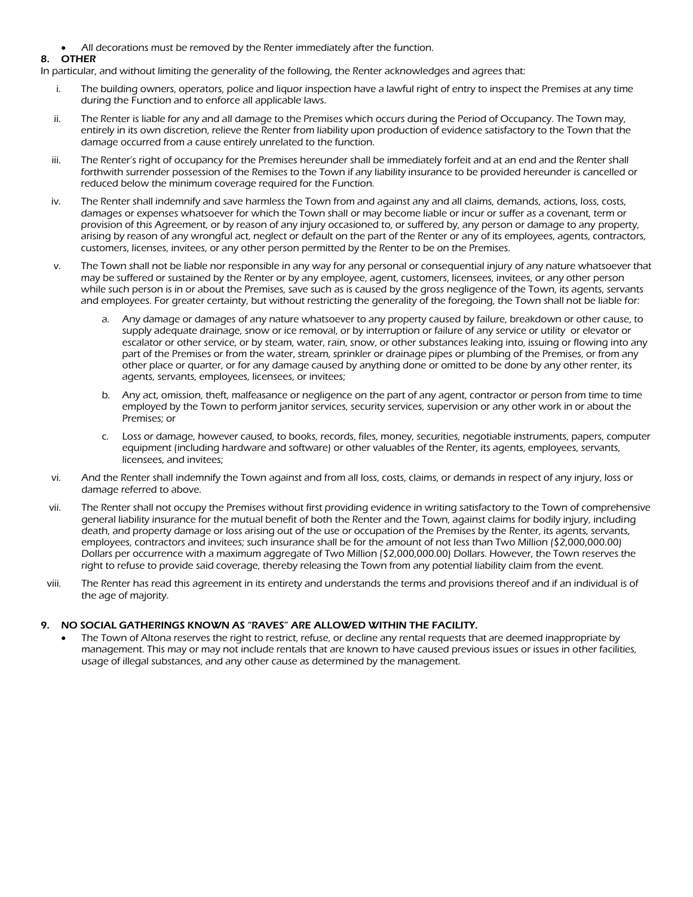- All decorations must be removed by the Renter immediately after the function.

## 8. OTHER

In particular, and without limiting the generality of the following, the Renter acknowledges and agrees that:

i. The building owners, operators, police and liquor inspection have a lawful right of entry to inspect the Premises at any time during the Function and to enforce all applicable laws.

ii. The Renter is liable for any and all damage to the Premises which occurs during the Period of Occupancy. The Town may, entirely in its own discretion, relieve the Renter from liability upon production of evidence satisfactory to the Town that the damage occurred from a cause entirely unrelated to the function.

iii. The Renter's right of occupancy for the Premises hereunder shall be immediately forfeit and at an end and the Renter shall forthwith surrender possession of the Remises to the Town if any liability insurance to be provided hereunder is cancelled or reduced below the minimum coverage required for the Function.

iv. The Renter shall indemnify and save harmless the Town from and against any and all claims, demands, actions, loss, costs, damages or expenses whatsoever for which the Town shall or may become liable or incur or suffer as a covenant, term or provision of this Agreement, or by reason of any injury occasioned to, or suffered by, any person or damage to any property, arising by reason of any wrongful act, neglect or default on the part of the Renter or any of its employees, agents, contractors, customers, licenses, invitees, or any other person permitted by the Renter to be on the Premises.

v. The Town shall not be liable nor responsible in any way for any personal or consequential injury of any nature whatsoever that may be suffered or sustained by the Renter or by any employee, agent, customers, licensees, invitees, or any other person while such person is in or about the Premises, save such as is caused by the gross negligence of the Town, its agents, servants and employees. For greater certainty, but without restricting the generality of the foregoing, the Town shall not be liable for:

   a. Any damage or damages of any nature whatsoever to any property caused by failure, breakdown or other cause, to supply adequate drainage, snow or ice removal, or by interruption or failure of any service or utility or elevator or escalator or other service, or by steam, water, rain, snow, or other substances leaking into, issuing or flowing into any part of the Premises or from the water, stream, sprinkler or drainage pipes or plumbing of the Premises, or from any other place or quarter, or for any damage caused by anything done or omitted to be done by any other renter, its agents, servants, employees, licensees, or invitees;

   b. Any act, omission, theft, malfeasance or negligence on the part of any agent, contractor or person from time to time employed by the Town to perform janitor services, security services, supervision or any other work in or about the Premises; or

   c. Loss or damage, however caused, to books, records, files, money, securities, negotiable instruments, papers, computer equipment (including hardware and software) or other valuables of the Renter, its agents, employees, servants, licensees, and invitees;

vi. And the Renter shall indemnify the Town against and from all loss, costs, claims, or demands in respect of any injury, loss or damage referred to above.

vii. The Renter shall not occupy the Premises without first providing evidence in writing satisfactory to the Town of comprehensive general liability insurance for the mutual benefit of both the Renter and the Town, against claims for bodily injury, including death, and property damage or loss arising out of the use or occupation of the Premises by the Renter, its agents, servants, employees, contractors and invitees; such insurance shall be for the amount of not less than Two Million ($2,000,000.00) Dollars per occurrence with a maximum aggregate of Two Million ($2,000,000.00) Dollars. However, the Town reserves the right to refuse to provide said coverage, thereby releasing the Town from any potential liability claim from the event.

viii. The Renter has read this agreement in its entirety and understands the terms and provisions thereof and if an individual is of the age of majority.

## 9. NO SOCIAL GATHERINGS KNOWN AS "RAVES" ARE ALLOWED WITHIN THE FACILITY.

- The Town of Altona reserves the right to restrict, refuse, or decline any rental requests that are deemed inappropriate by management. This may or may not include rentals that are known to have caused previous issues or issues in other facilities, usage of illegal substances, and any other cause as determined by the management.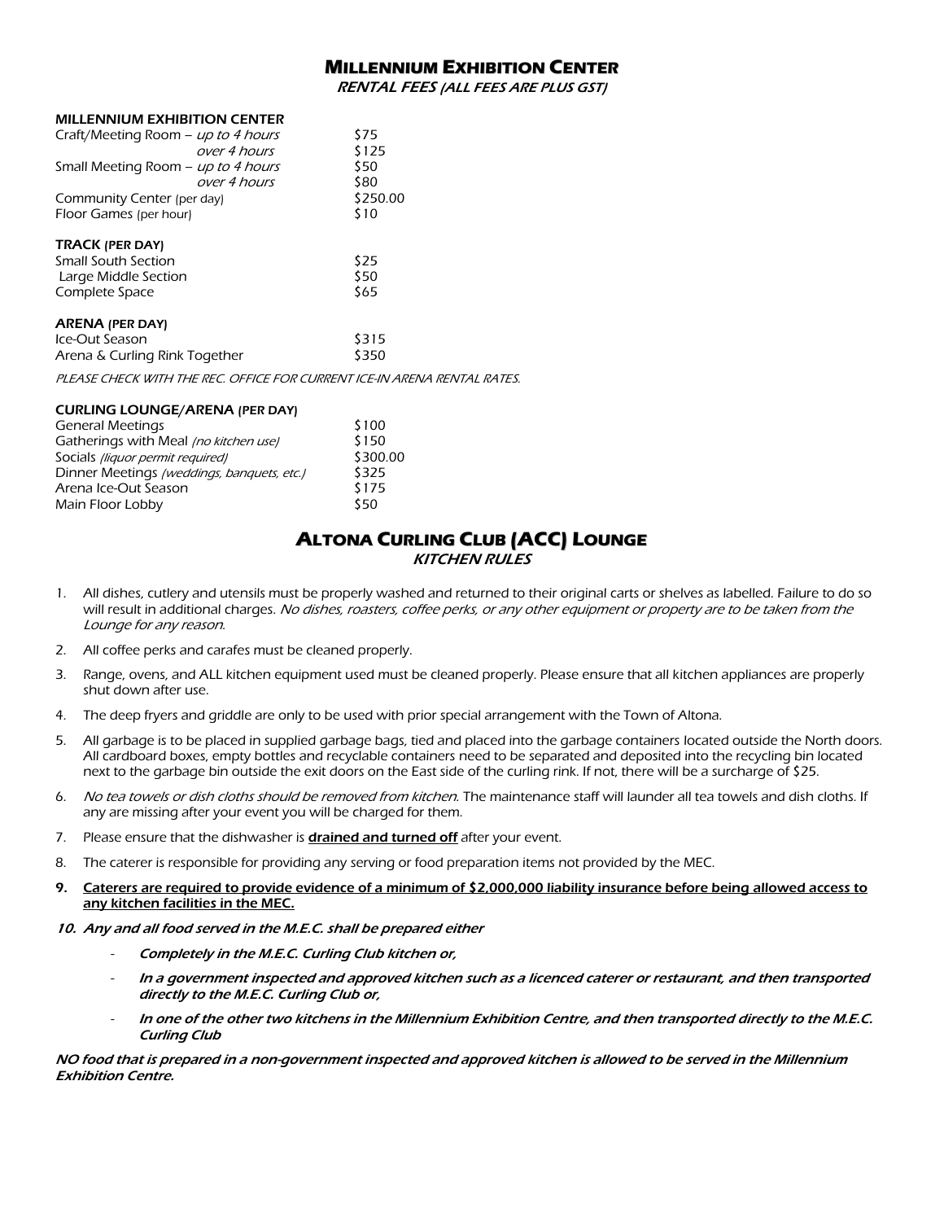# Millennium Exhibition Center

*RENTAL FEES (ALL FEES ARE PLUS GST)*

**MILLENNIUM EXHIBITION CENTER**

| | |
|---|---|
| Craft/Meeting Room – *up to 4 hours* | $75 |
| *over 4 hours* | $125 |
| Small Meeting Room – *up to 4 hours* | $50 |
| *over 4 hours* | $80 |
| Community Center (per day) | $250.00 |
| Floor Games (per hour) | $10 |

**TRACK (PER DAY)**

| | |
|---|---|
| Small South Section | $25 |
| Large Middle Section | $50 |
| Complete Space | $65 |

**ARENA (PER DAY)**

| | |
|---|---|
| Ice-Out Season | $315 |
| Arena & Curling Rink Together | $350 |

*PLEASE CHECK WITH THE REC. OFFICE FOR CURRENT ICE-IN ARENA RENTAL RATES.*

**CURLING LOUNGE/ARENA (PER DAY)**

| | |
|---|---|
| General Meetings | $100 |
| Gatherings with Meal *(no kitchen use)* | $150 |
| Socials *(liquor permit required)* | $300.00 |
| Dinner Meetings *(weddings, banquets, etc.)* | $325 |
| Arena Ice-Out Season | $175 |
| Main Floor Lobby | $50 |

# Altona Curling Club (ACC) Lounge

*KITCHEN RULES*

1. All dishes, cutlery and utensils must be properly washed and returned to their original carts or shelves as labelled. Failure to do so will result in additional charges. *No dishes, roasters, coffee perks, or any other equipment or property are to be taken from the Lounge for any reason.*
2. All coffee perks and carafes must be cleaned properly.
3. Range, ovens, and ALL kitchen equipment used must be cleaned properly. Please ensure that all kitchen appliances are properly shut down after use.
4. The deep fryers and griddle are only to be used with prior special arrangement with the Town of Altona.
5. All garbage is to be placed in supplied garbage bags, tied and placed into the garbage containers located outside the North doors. All cardboard boxes, empty bottles and recyclable containers need to be separated and deposited into the recycling bin located next to the garbage bin outside the exit doors on the East side of the curling rink. If not, there will be a surcharge of $25.
6. *No tea towels or dish cloths should be removed from kitchen.* The maintenance staff will launder all tea towels and dish cloths. If any are missing after your event you will be charged for them.
7. Please ensure that the dishwasher is **drained and turned off** after your event.
8. The caterer is responsible for providing any serving or food preparation items not provided by the MEC.
9. **Caterers are required to provide evidence of a minimum of $2,000,000 liability insurance before being allowed access to any kitchen facilities in the MEC.**
10. ***Any and all food served in the M.E.C. shall be prepared either***
    - ***Completely in the M.E.C. Curling Club kitchen or,***
    - ***In a government inspected and approved kitchen such as a licenced caterer or restaurant, and then transported directly to the M.E.C. Curling Club or,***
    - ***In one of the other two kitchens in the Millennium Exhibition Centre, and then transported directly to the M.E.C. Curling Club***

***NO food that is prepared in a non-government inspected and approved kitchen is allowed to be served in the Millennium Exhibition Centre.***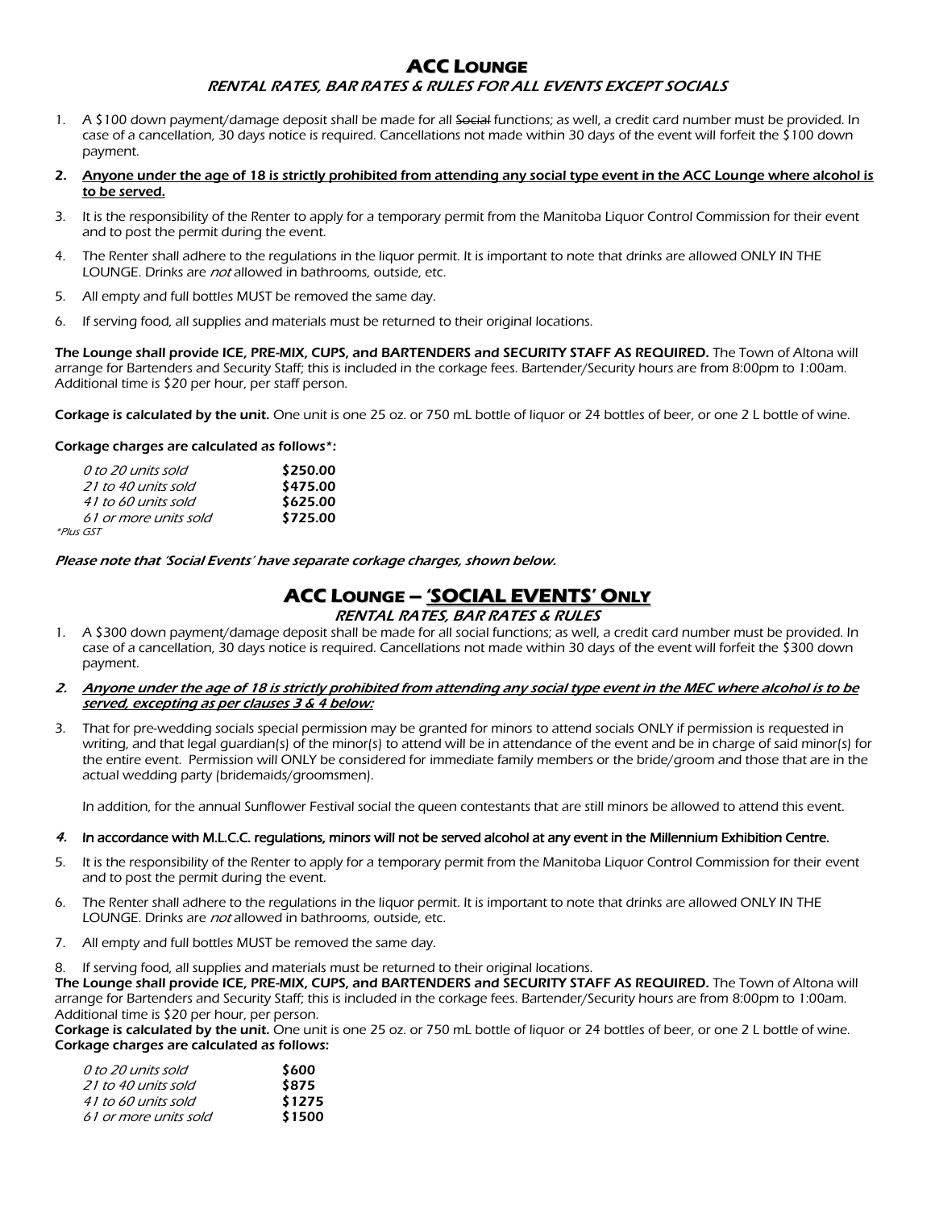# ACC Lounge

## *RENTAL RATES, BAR RATES & RULES FOR ALL EVENTS EXCEPT SOCIALS*

1. A $100 down payment/damage deposit shall be made for all ~~Social~~ functions; as well, a credit card number must be provided. In case of a cancellation, 30 days notice is required. Cancellations not made within 30 days of the event will forfeit the $100 down payment.
2. **<u>Anyone under the age of 18 is strictly prohibited from attending any social type event in the ACC Lounge where alcohol is to be served.</u>**
3. It is the responsibility of the Renter to apply for a temporary permit from the Manitoba Liquor Control Commission for their event and to post the permit during the event.
4. The Renter shall adhere to the regulations in the liquor permit. It is important to note that drinks are allowed ONLY IN THE LOUNGE. Drinks are *not* allowed in bathrooms, outside, etc.
5. All empty and full bottles MUST be removed the same day.
6. If serving food, all supplies and materials must be returned to their original locations.

**The Lounge shall provide ICE, PRE-MIX, CUPS, and BARTENDERS and SECURITY STAFF AS REQUIRED.** The Town of Altona will arrange for Bartenders and Security Staff; this is included in the corkage fees. Bartender/Security hours are from 8:00pm to 1:00am. Additional time is $20 per hour, per staff person.

**Corkage is calculated by the unit.** One unit is one 25 oz. or 750 mL bottle of liquor or 24 bottles of beer, or one 2 L bottle of wine.

**Corkage charges are calculated as follows*:**

| | |
|---|---|
| *0 to 20 units sold* | **$250.00** |
| *21 to 40 units sold* | **$475.00** |
| *41 to 60 units sold* | **$625.00** |
| *61 or more units sold* | **$725.00** |

*\*Plus GST*

***Please note that 'Social Events' have separate corkage charges, shown below.***

# ACC Lounge – '<u>SOCIAL EVENTS</u>' Only

## *RENTAL RATES, BAR RATES & RULES*

1. A $300 down payment/damage deposit shall be made for all social functions; as well, a credit card number must be provided. In case of a cancellation, 30 days notice is required. Cancellations not made within 30 days of the event will forfeit the $300 down payment.
2. ***<u>Anyone under the age of 18 is strictly prohibited from attending any social type event in the MEC where alcohol is to be served, excepting as per clauses 3 & 4 below:</u>***
3. That for pre-wedding socials special permission may be granted for minors to attend socials ONLY if permission is requested in writing, and that legal guardian(s) of the minor(s) to attend will be in attendance of the event and be in charge of said minor(s) for the entire event. Permission will ONLY be considered for immediate family members or the bride/groom and those that are in the actual wedding party (bridemaids/groomsmen).

   In addition, for the annual Sunflower Festival social the queen contestants that are still minors be allowed to attend this event.
4. **In accordance with M.L.C.C. regulations, minors will not be served alcohol at any event in the Millennium Exhibition Centre.**
5. It is the responsibility of the Renter to apply for a temporary permit from the Manitoba Liquor Control Commission for their event and to post the permit during the event.
6. The Renter shall adhere to the regulations in the liquor permit. It is important to note that drinks are allowed ONLY IN THE LOUNGE. Drinks are *not* allowed in bathrooms, outside, etc.
7. All empty and full bottles MUST be removed the same day.
8. If serving food, all supplies and materials must be returned to their original locations.

**The Lounge shall provide ICE, PRE-MIX, CUPS, and BARTENDERS and SECURITY STAFF AS REQUIRED.** The Town of Altona will arrange for Bartenders and Security Staff; this is included in the corkage fees. Bartender/Security hours are from 8:00pm to 1:00am. Additional time is $20 per hour, per person.

**Corkage is calculated by the unit.** One unit is one 25 oz. or 750 mL bottle of liquor or 24 bottles of beer, or one 2 L bottle of wine.

**Corkage charges are calculated as follows:**

| | |
|---|---|
| *0 to 20 units sold* | **$600** |
| *21 to 40 units sold* | **$875** |
| *41 to 60 units sold* | **$1275** |
| *61 or more units sold* | **$1500** |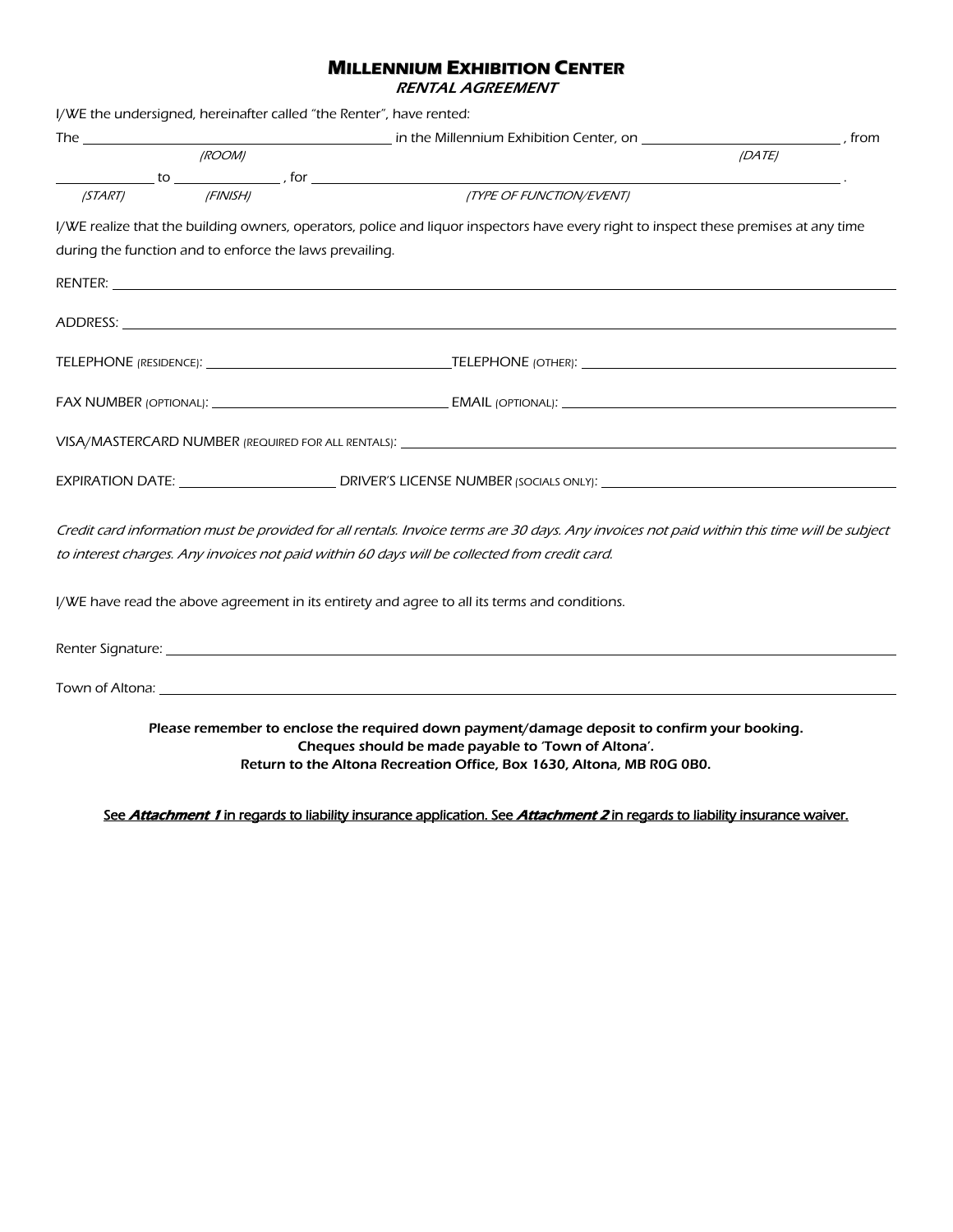# MILLENNIUM EXHIBITION CENTER

***RENTAL AGREEMENT***

I/WE the undersigned, hereinafter called "the Renter", have rented:

The ______________________________ in the Millennium Exhibition Center, on ______________________ , from
*(ROOM)* *(DATE)*

____________ to ____________ , for ______________________________________________ .
*(START)* *(FINISH)* *(TYPE OF FUNCTION/EVENT)*

I/WE realize that the building owners, operators, police and liquor inspectors have every right to inspect these premises at any time during the function and to enforce the laws prevailing.

RENTER: ______________________________________________

ADDRESS: ______________________________________________

TELEPHONE (RESIDENCE): ______________________ TELEPHONE (OTHER): ______________________

FAX NUMBER (OPTIONAL): ______________________ EMAIL (OPTIONAL): ______________________

VISA/MASTERCARD NUMBER (REQUIRED FOR ALL RENTALS): ______________________________

EXPIRATION DATE: ______________ DRIVER'S LICENSE NUMBER (SOCIALS ONLY): ______________________

*Credit card information must be provided for all rentals. Invoice terms are 30 days. Any invoices not paid within this time will be subject to interest charges. Any invoices not paid within 60 days will be collected from credit card.*

I/WE have read the above agreement in its entirety and agree to all its terms and conditions.

Renter Signature: ______________________________________________

Town of Altona: ______________________________________________

**Please remember to enclose the required down payment/damage deposit to confirm your booking.**
**Cheques should be made payable to 'Town of Altona'.**
**Return to the Altona Recreation Office, Box 1630, Altona, MB R0G 0B0.**

See ***Attachment 1*** in regards to liability insurance application. See ***Attachment 2*** in regards to liability insurance waiver.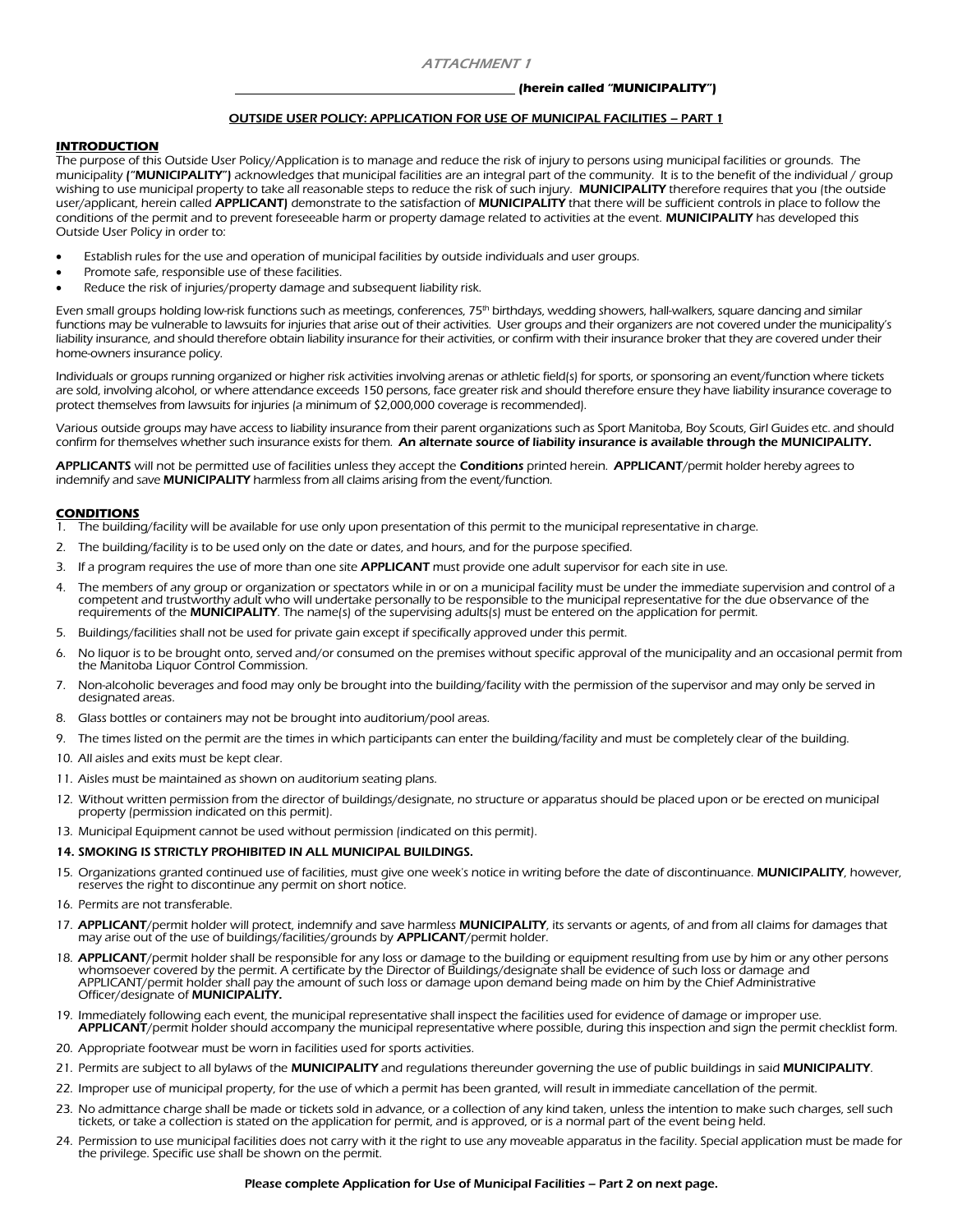*ATTACHMENT 1*

\_\_\_\_\_\_\_\_\_\_\_\_\_\_\_\_\_\_\_\_\_\_\_\_\_\_\_\_\_\_\_\_\_\_\_\_\_\_\_\_\_\_\_\_ **(herein called "MUNICIPALITY")**

**OUTSIDE USER POLICY: APPLICATION FOR USE OF MUNICIPAL FACILITIES – PART 1**

## INTRODUCTION

The purpose of this Outside User Policy/Application is to manage and reduce the risk of injury to persons using municipal facilities or grounds. The municipality (**"MUNICIPALITY"**) acknowledges that municipal facilities are an integral part of the community. It is to the benefit of the individual / group wishing to use municipal property to take all reasonable steps to reduce the risk of such injury. **MUNICIPALITY** therefore requires that you (the outside user/applicant, herein called **APPLICANT**) demonstrate to the satisfaction of **MUNICIPALITY** that there will be sufficient controls in place to follow the conditions of the permit and to prevent foreseeable harm or property damage related to activities at the event. **MUNICIPALITY** has developed this Outside User Policy in order to:

- Establish rules for the use and operation of municipal facilities by outside individuals and user groups.
- Promote safe, responsible use of these facilities.
- Reduce the risk of injuries/property damage and subsequent liability risk.

Even small groups holding low-risk functions such as meetings, conferences, 75th birthdays, wedding showers, hall-walkers, square dancing and similar functions may be vulnerable to lawsuits for injuries that arise out of their activities. User groups and their organizers are not covered under the municipality's liability insurance, and should therefore obtain liability insurance for their activities, or confirm with their insurance broker that they are covered under their home-owners insurance policy.

Individuals or groups running organized or higher risk activities involving arenas or athletic field(s) for sports, or sponsoring an event/function where tickets are sold, involving alcohol, or where attendance exceeds 150 persons, face greater risk and should therefore ensure they have liability insurance coverage to protect themselves from lawsuits for injuries (a minimum of $2,000,000 coverage is recommended).

Various outside groups may have access to liability insurance from their parent organizations such as Sport Manitoba, Boy Scouts, Girl Guides etc. and should confirm for themselves whether such insurance exists for them. **An alternate source of liability insurance is available through the MUNICIPALITY.**

**APPLICANTS** will not be permitted use of facilities unless they accept the **Conditions** printed herein. **APPLICANT**/permit holder hereby agrees to indemnify and save **MUNICIPALITY** harmless from all claims arising from the event/function.

## CONDITIONS

1. The building/facility will be available for use only upon presentation of this permit to the municipal representative in charge.
2. The building/facility is to be used only on the date or dates, and hours, and for the purpose specified.
3. If a program requires the use of more than one site **APPLICANT** must provide one adult supervisor for each site in use.
4. The members of any group or organization or spectators while in or on a municipal facility must be under the immediate supervision and control of a competent and trustworthy adult who will undertake personally to be responsible to the municipal representative for the due observance of the requirements of the **MUNICIPALITY**. The name(s) of the supervising adults(s) must be entered on the application for permit.
5. Buildings/facilities shall not be used for private gain except if specifically approved under this permit.
6. No liquor is to be brought onto, served and/or consumed on the premises without specific approval of the municipality and an occasional permit from the Manitoba Liquor Control Commission.
7. Non-alcoholic beverages and food may only be brought into the building/facility with the permission of the supervisor and may only be served in designated areas.
8. Glass bottles or containers may not be brought into auditorium/pool areas.
9. The times listed on the permit are the times in which participants can enter the building/facility and must be completely clear of the building.
10. All aisles and exits must be kept clear.
11. Aisles must be maintained as shown on auditorium seating plans.
12. Without written permission from the director of buildings/designate, no structure or apparatus should be placed upon or be erected on municipal property (permission indicated on this permit).
13. Municipal Equipment cannot be used without permission (indicated on this permit).
14. **SMOKING IS STRICTLY PROHIBITED IN ALL MUNICIPAL BUILDINGS.**
15. Organizations granted continued use of facilities, must give one week's notice in writing before the date of discontinuance. **MUNICIPALITY**, however, reserves the right to discontinue any permit on short notice.
16. Permits are not transferable.
17. **APPLICANT**/permit holder will protect, indemnify and save harmless **MUNICIPALITY**, its servants or agents, of and from all claims for damages that may arise out of the use of buildings/facilities/grounds by **APPLICANT**/permit holder.
18. **APPLICANT**/permit holder shall be responsible for any loss or damage to the building or equipment resulting from use by him or any other persons whomsoever covered by the permit. A certificate by the Director of Buildings/designate shall be evidence of such loss or damage and APPLICANT/permit holder shall pay the amount of such loss or damage upon demand being made on him by the Chief Administrative Officer/designate of **MUNICIPALITY.**
19. Immediately following each event, the municipal representative shall inspect the facilities used for evidence of damage or improper use. **APPLICANT**/permit holder should accompany the municipal representative where possible, during this inspection and sign the permit checklist form.
20. Appropriate footwear must be worn in facilities used for sports activities.
21. Permits are subject to all bylaws of the **MUNICIPALITY** and regulations thereunder governing the use of public buildings in said **MUNICIPALITY**.
22. Improper use of municipal property, for the use of which a permit has been granted, will result in immediate cancellation of the permit.
23. No admittance charge shall be made or tickets sold in advance, or a collection of any kind taken, unless the intention to make such charges, sell such tickets, or take a collection is stated on the application for permit, and is approved, or is a normal part of the event being held.
24. Permission to use municipal facilities does not carry with it the right to use any moveable apparatus in the facility. Special application must be made for the privilege. Specific use shall be shown on the permit.

**Please complete Application for Use of Municipal Facilities – Part 2 on next page.**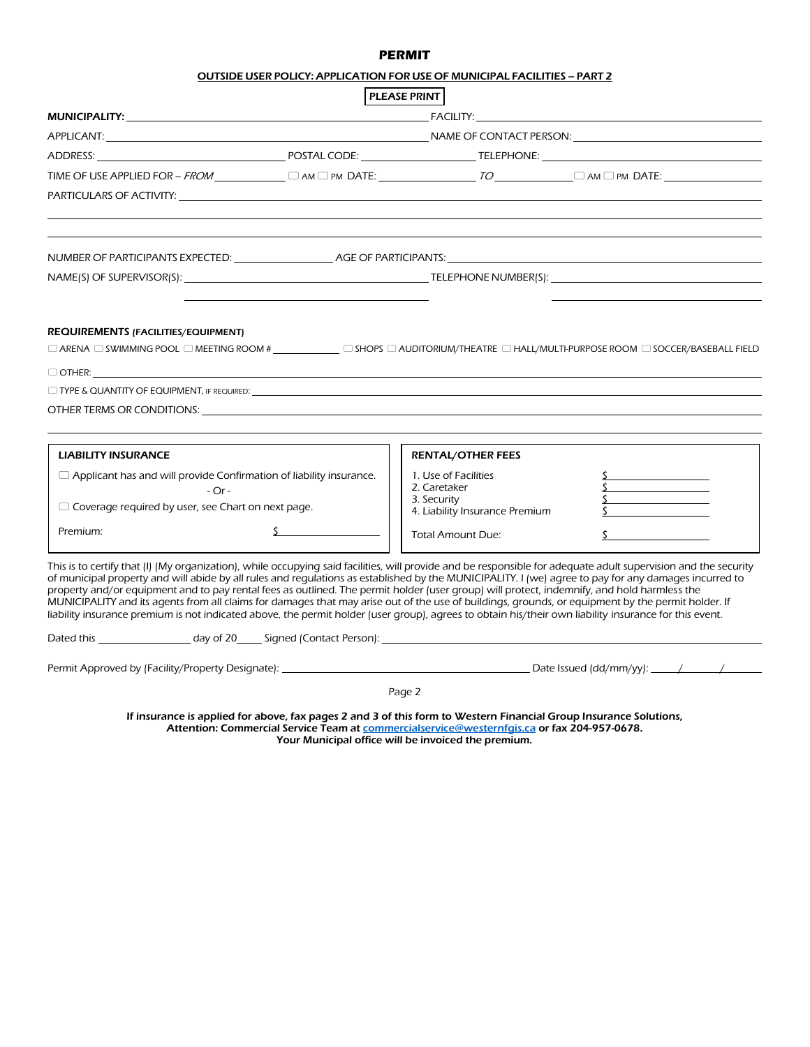# PERMIT

**OUTSIDE USER POLICY: APPLICATION FOR USE OF MUNICIPAL FACILITIES – PART 2**

**PLEASE PRINT**

**MUNICIPALITY:** ______________________ FACILITY: ______________________

APPLICANT: ______________________ NAME OF CONTACT PERSON: ______________________

ADDRESS: ______________ POSTAL CODE: ______________ TELEPHONE: ______________

TIME OF USE APPLIED FOR – *FROM* __________ ☐ AM ☐ PM DATE: __________ *TO* __________ ☐ AM ☐ PM DATE: __________

PARTICULARS OF ACTIVITY: ______________________

NUMBER OF PARTICIPANTS EXPECTED: __________ AGE OF PARTICIPANTS: __________

NAME(S) OF SUPERVISOR(S): ______________________ TELEPHONE NUMBER(S): ______________________

**REQUIREMENTS (FACILITIES/EQUIPMENT)**

☐ ARENA ☐ SWIMMING POOL ☐ MEETING ROOM # __________ ☐ SHOPS ☐ AUDITORIUM/THEATRE ☐ HALL/MULTI-PURPOSE ROOM ☐ SOCCER/BASEBALL FIELD

☐ OTHER: ______________________

☐ TYPE & QUANTITY OF EQUIPMENT, IF REQUIRED: ______________________

OTHER TERMS OR CONDITIONS: ______________________

| **LIABILITY INSURANCE** | |
|---|---|
| ☐ Applicant has and will provide Confirmation of liability insurance. | |
| - Or - | |
| ☐ Coverage required by user, see Chart on next page. | |
| Premium: | $ |

| **RENTAL/OTHER FEES** | |
|---|---|
| 1. Use of Facilities | $ |
| 2. Caretaker | $ |
| 3. Security | $ |
| 4. Liability Insurance Premium | $ |
| Total Amount Due: | $ |

This is to certify that (I) (My organization), while occupying said facilities, will provide and be responsible for adequate adult supervision and the security of municipal property and will abide by all rules and regulations as established by the MUNICIPALITY. I (we) agree to pay for any damages incurred to property and/or equipment and to pay rental fees as outlined. The permit holder (user group) will protect, indemnify, and hold harmless the MUNICIPALITY and its agents from all claims for damages that may arise out of the use of buildings, grounds, or equipment by the permit holder. If liability insurance premium is not indicated above, the permit holder (user group), agrees to obtain his/their own liability insurance for this event.

Dated this __________ day of 20____ Signed (Contact Person): ______________________

Permit Approved by (Facility/Property Designate): ______________________ Date Issued (dd/mm/yy): ____/____/____

Page 2

**If insurance is applied for above, fax pages 2 and 3 of this form to Western Financial Group Insurance Solutions, Attention: Commercial Service Team at commercialservice@westernfgis.ca or fax 204-957-0678. Your Municipal office will be invoiced the premium.**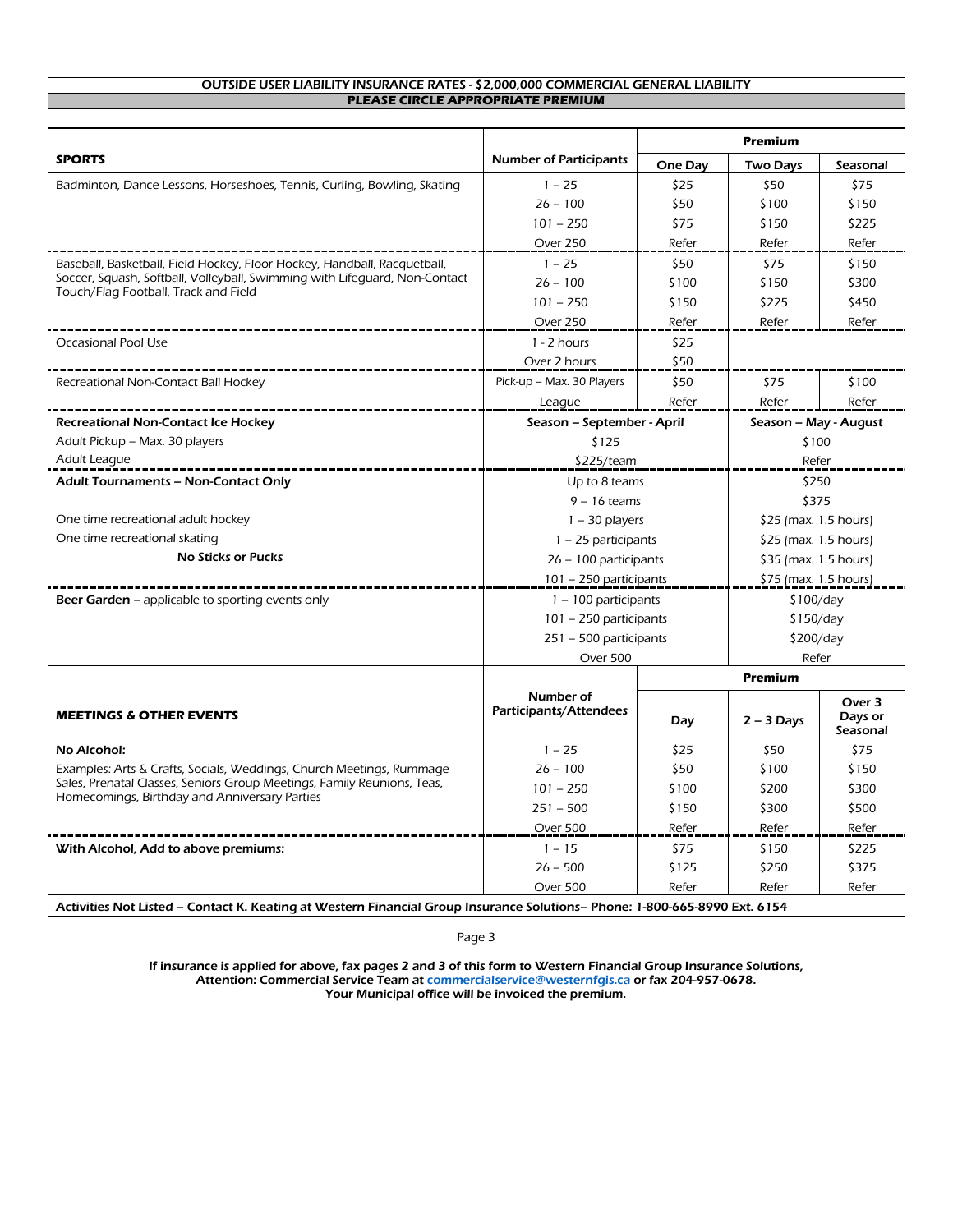## OUTSIDE USER LIABILITY INSURANCE RATES - $2,000,000 COMMERCIAL GENERAL LIABILITY

**PLEASE CIRCLE APPROPRIATE PREMIUM**

| SPORTS | Number of Participants | Premium – One Day | Premium – Two Days | Premium – Seasonal |
|---|---|---|---|---|
| Badminton, Dance Lessons, Horseshoes, Tennis, Curling, Bowling, Skating | 1 – 25 | $25 | $50 | $75 |
| | 26 – 100 | $50 | $100 | $150 |
| | 101 – 250 | $75 | $150 | $225 |
| | Over 250 | Refer | Refer | Refer |
| Baseball, Basketball, Field Hockey, Floor Hockey, Handball, Racquetball, Soccer, Squash, Softball, Volleyball, Swimming with Lifeguard, Non-Contact Touch/Flag Football, Track and Field | 1 – 25 | $50 | $75 | $150 |
| | 26 – 100 | $100 | $150 | $300 |
| | 101 – 250 | $150 | $225 | $450 |
| | Over 250 | Refer | Refer | Refer |
| Occasional Pool Use | 1 - 2 hours | $25 | | |
| | Over 2 hours | $50 | | |
| Recreational Non-Contact Ball Hockey | Pick-up – Max. 30 Players | $50 | $75 | $100 |
| | League | Refer | Refer | Refer |

| **Recreational Non-Contact Ice Hockey** | **Season – September - April** | **Season – May - August** |
|---|---|---|
| Adult Pickup – Max. 30 players | $125 | $100 |
| Adult League | $225/team | Refer |
| **Adult Tournaments – Non-Contact Only** | Up to 8 teams | $250 |
| | 9 – 16 teams | $375 |
| One time recreational adult hockey | 1 – 30 players | $25 (max. 1.5 hours) |
| One time recreational skating | 1 – 25 participants | $25 (max. 1.5 hours) |
| **No Sticks or Pucks** | 26 – 100 participants | $35 (max. 1.5 hours) |
| | 101 – 250 participants | $75 (max. 1.5 hours) |
| **Beer Garden** – applicable to sporting events only | 1 – 100 participants | $100/day |
| | 101 – 250 participants | $150/day |
| | 251 – 500 participants | $200/day |
| | Over 500 | Refer |

| MEETINGS & OTHER EVENTS | Number of Participants/Attendees | Premium – Day | Premium – 2 – 3 Days | Premium – Over 3 Days or Seasonal |
|---|---|---|---|---|
| **No Alcohol:** Examples: Arts & Crafts, Socials, Weddings, Church Meetings, Rummage Sales, Prenatal Classes, Seniors Group Meetings, Family Reunions, Teas, Homecomings, Birthday and Anniversary Parties | 1 – 25 | $25 | $50 | $75 |
| | 26 – 100 | $50 | $100 | $150 |
| | 101 – 250 | $100 | $200 | $300 |
| | 251 – 500 | $150 | $300 | $500 |
| | Over 500 | Refer | Refer | Refer |
| **With Alcohol, Add to above premiums:** | 1 – 15 | $75 | $150 | $225 |
| | 26 – 500 | $125 | $250 | $375 |
| | Over 500 | Refer | Refer | Refer |

**Activities Not Listed – Contact K. Keating at Western Financial Group Insurance Solutions– Phone: 1-800-665-8990 Ext. 6154**

**If insurance is applied for above, fax pages 2 and 3 of this form to Western Financial Group Insurance Solutions, Attention: Commercial Service Team at commercialservice@westernfgis.ca or fax 204-957-0678. Your Municipal office will be invoiced the premium.**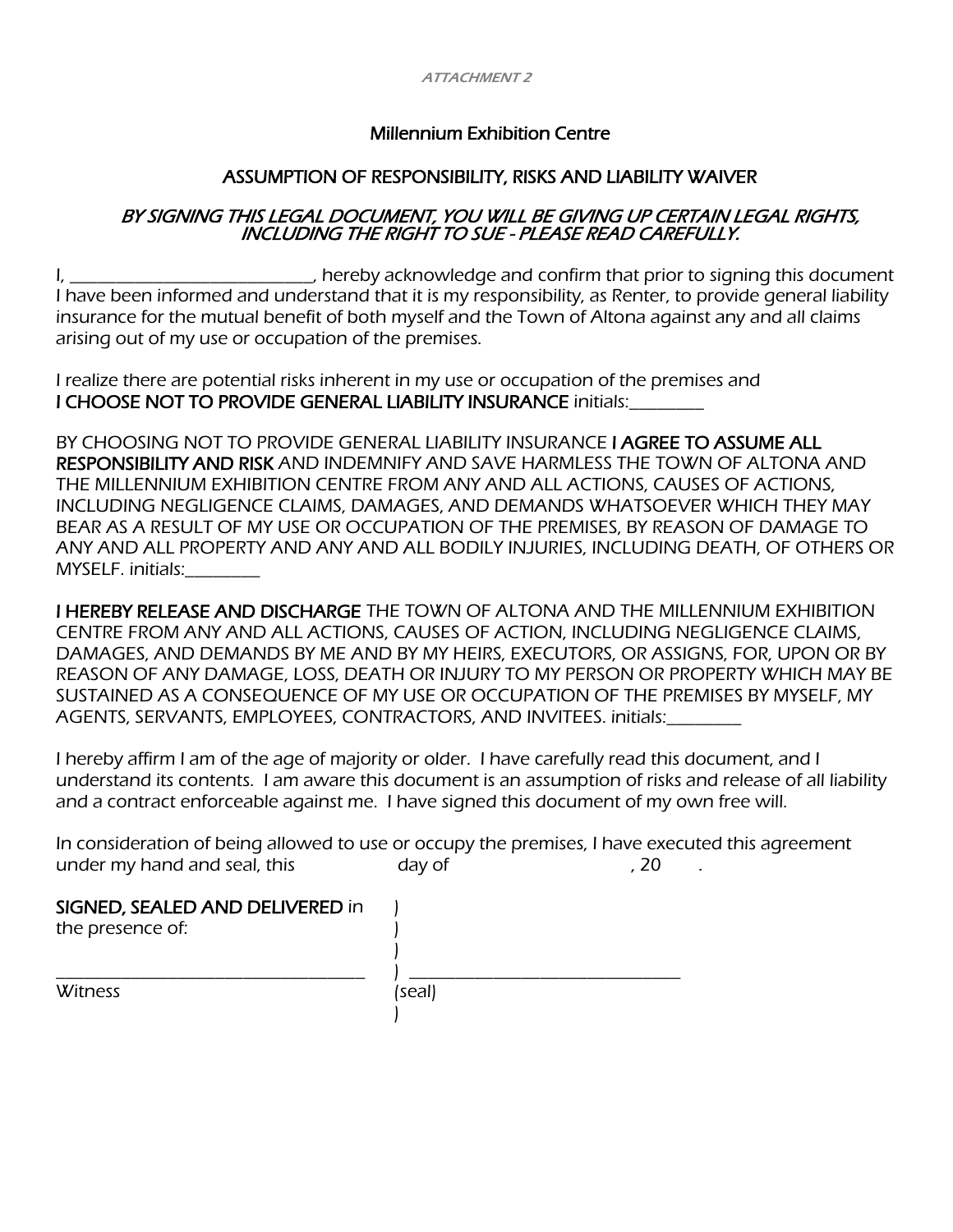*ATTACHMENT 2*

## Millennium Exhibition Centre

## ASSUMPTION OF RESPONSIBILITY, RISKS AND LIABILITY WAIVER

### *BY SIGNING THIS LEGAL DOCUMENT, YOU WILL BE GIVING UP CERTAIN LEGAL RIGHTS, INCLUDING THE RIGHT TO SUE - PLEASE READ CAREFULLY.*

I, ______________________________, hereby acknowledge and confirm that prior to signing this document I have been informed and understand that it is my responsibility, as Renter, to provide general liability insurance for the mutual benefit of both myself and the Town of Altona against any and all claims arising out of my use or occupation of the premises.

I realize there are potential risks inherent in my use or occupation of the premises and **I CHOOSE NOT TO PROVIDE GENERAL LIABILITY INSURANCE** initials:_________

BY CHOOSING NOT TO PROVIDE GENERAL LIABILITY INSURANCE **I AGREE TO ASSUME ALL RESPONSIBILITY AND RISK** AND INDEMNIFY AND SAVE HARMLESS THE TOWN OF ALTONA AND THE MILLENNIUM EXHIBITION CENTRE FROM ANY AND ALL ACTIONS, CAUSES OF ACTIONS, INCLUDING NEGLIGENCE CLAIMS, DAMAGES, AND DEMANDS WHATSOEVER WHICH THEY MAY BEAR AS A RESULT OF MY USE OR OCCUPATION OF THE PREMISES, BY REASON OF DAMAGE TO ANY AND ALL PROPERTY AND ANY AND ALL BODILY INJURIES, INCLUDING DEATH, OF OTHERS OR MYSELF. initials:_________

**I HEREBY RELEASE AND DISCHARGE** THE TOWN OF ALTONA AND THE MILLENNIUM EXHIBITION CENTRE FROM ANY AND ALL ACTIONS, CAUSES OF ACTION, INCLUDING NEGLIGENCE CLAIMS, DAMAGES, AND DEMANDS BY ME AND BY MY HEIRS, EXECUTORS, OR ASSIGNS, FOR, UPON OR BY REASON OF ANY DAMAGE, LOSS, DEATH OR INJURY TO MY PERSON OR PROPERTY WHICH MAY BE SUSTAINED AS A CONSEQUENCE OF MY USE OR OCCUPATION OF THE PREMISES BY MYSELF, MY AGENTS, SERVANTS, EMPLOYEES, CONTRACTORS, AND INVITEES. initials:_________

I hereby affirm I am of the age of majority or older. I have carefully read this document, and I understand its contents. I am aware this document is an assumption of risks and release of all liability and a contract enforceable against me. I have signed this document of my own free will.

In consideration of being allowed to use or occupy the premises, I have executed this agreement under my hand and seal, this ____________ day of ______________________, 20____.

**SIGNED, SEALED AND DELIVERED** in )
the presence of: )
)
_____________________________________ ) _________________________________
Witness (seal)
)